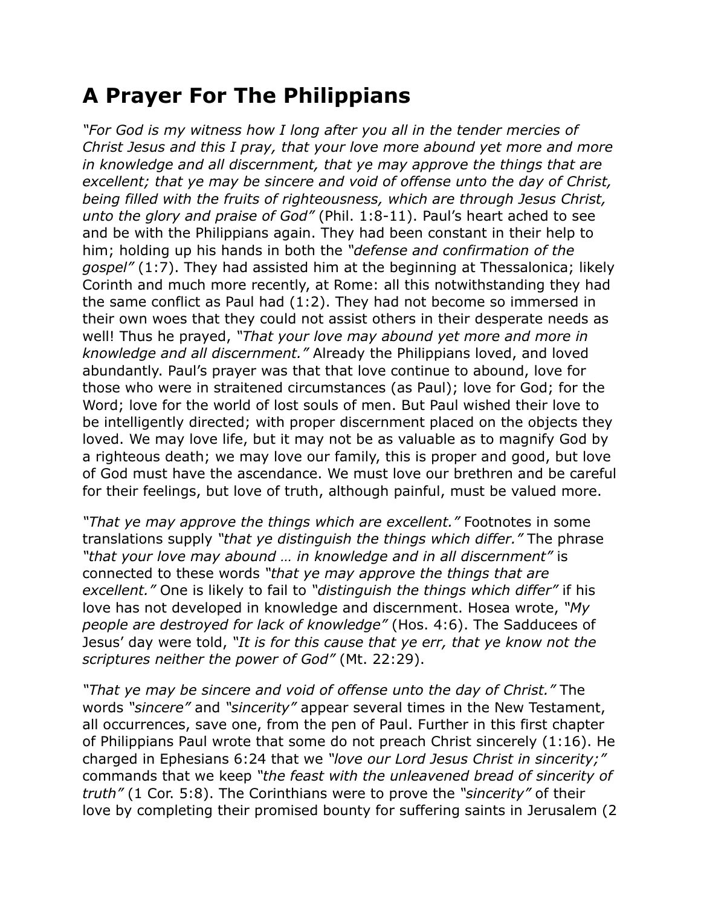# A Prayer For The Philippians

*"For God is my witness how I long after you all in the tender mercies of Christ Jesus and this I pray, that your love more abound yet more and more in knowledge and all discernment, that ye may approve the things that are excellent; that ye may be sincere and void of offense unto the day of Christ, being filled with the fruits of righteousness, which are through Jesus Christ, unto the glory and praise of God"* (Phil. 1:8-11). Paul's heart ached to see and be with the Philippians again. They had been constant in their help to him; holding up his hands in both the *"defense and confirmation of the gospel"* (1:7). They had assisted him at the beginning at Thessalonica; likely Corinth and much more recently, at Rome: all this notwithstanding they had the same conflict as Paul had (1:2). They had not become so immersed in their own woes that they could not assist others in their desperate needs as well! Thus he prayed, *"That your love may abound yet more and more in knowledge and all discernment."* Already the Philippians loved, and loved abundantly. Paul's prayer was that that love continue to abound, love for those who were in straitened circumstances (as Paul); love for God; for the Word; love for the world of lost souls of men. But Paul wished their love to be intelligently directed; with proper discernment placed on the objects they loved. We may love life, but it may not be as valuable as to magnify God by a righteous death; we may love our family, this is proper and good, but love of God must have the ascendance. We must love our brethren and be careful for their feelings, but love of truth, although painful, must be valued more.

*"That ye may approve the things which are excellent."* Footnotes in some translations supply *"that ye distinguish the things which differ."* The phrase *"that your love may abound … in knowledge and in all discernment"* is connected to these words *"that ye may approve the things that are excellent."* One is likely to fail to *"distinguish the things which differ"* if his love has not developed in knowledge and discernment. Hosea wrote, *"My people are destroyed for lack of knowledge"* (Hos. 4:6). The Sadducees of Jesus' day were told, *"It is for this cause that ye err, that ye know not the scriptures neither the power of God"* (Mt. 22:29).

*"That ye may be sincere and void of offense unto the day of Christ."* The words *"sincere"* and *"sincerity"* appear several times in the New Testament, all occurrences, save one, from the pen of Paul. Further in this first chapter of Philippians Paul wrote that some do not preach Christ sincerely (1:16). He charged in Ephesians 6:24 that we *"love our Lord Jesus Christ in sincerity;"* commands that we keep *"the feast with the unleavened bread of sincerity of truth"* (1 Cor. 5:8). The Corinthians were to prove the *"sincerity"* of their love by completing their promised bounty for suffering saints in Jerusalem (2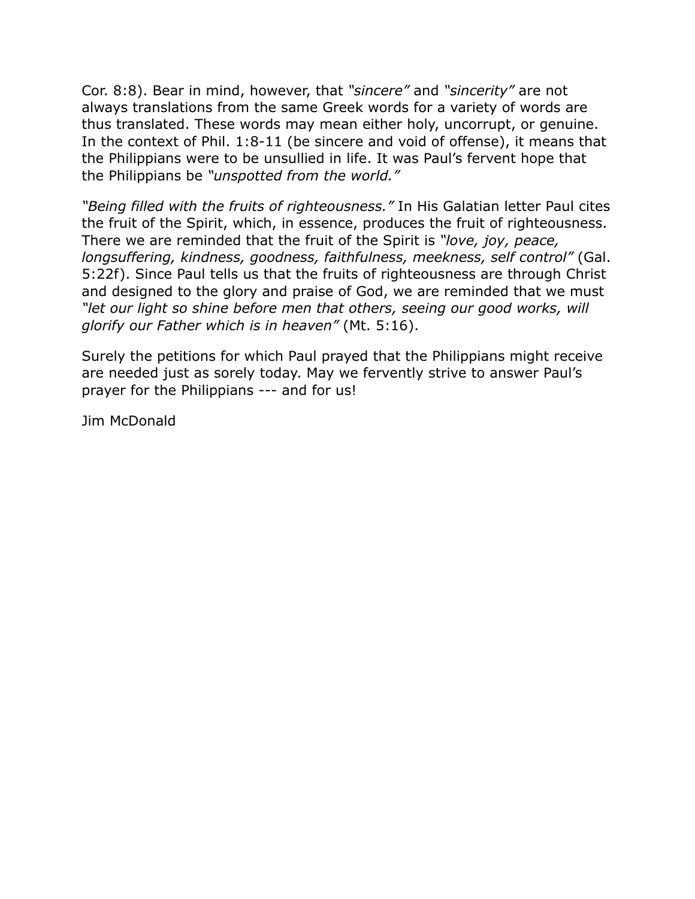Cor. 8:8). Bear in mind, however, that *"sincere"* and *"sincerity"* are not always translations from the same Greek words for a variety of words are thus translated. These words may mean either holy, uncorrupt, or genuine. In the context of Phil. 1:8-11 (be sincere and void of offense), it means that the Philippians were to be unsullied in life. It was Paul's fervent hope that the Philippians be *"unspotted from the world."*

*"Being filled with the fruits of righteousness."* In His Galatian letter Paul cites the fruit of the Spirit, which, in essence, produces the fruit of righteousness. There we are reminded that the fruit of the Spirit is *"love, joy, peace, longsuffering, kindness, goodness, faithfulness, meekness, self control"* (Gal. 5:22f). Since Paul tells us that the fruits of righteousness are through Christ and designed to the glory and praise of God, we are reminded that we must *"let our light so shine before men that others, seeing our good works, will glorify our Father which is in heaven"* (Mt. 5:16).

Surely the petitions for which Paul prayed that the Philippians might receive are needed just as sorely today. May we fervently strive to answer Paul's prayer for the Philippians --- and for us!

Jim McDonald